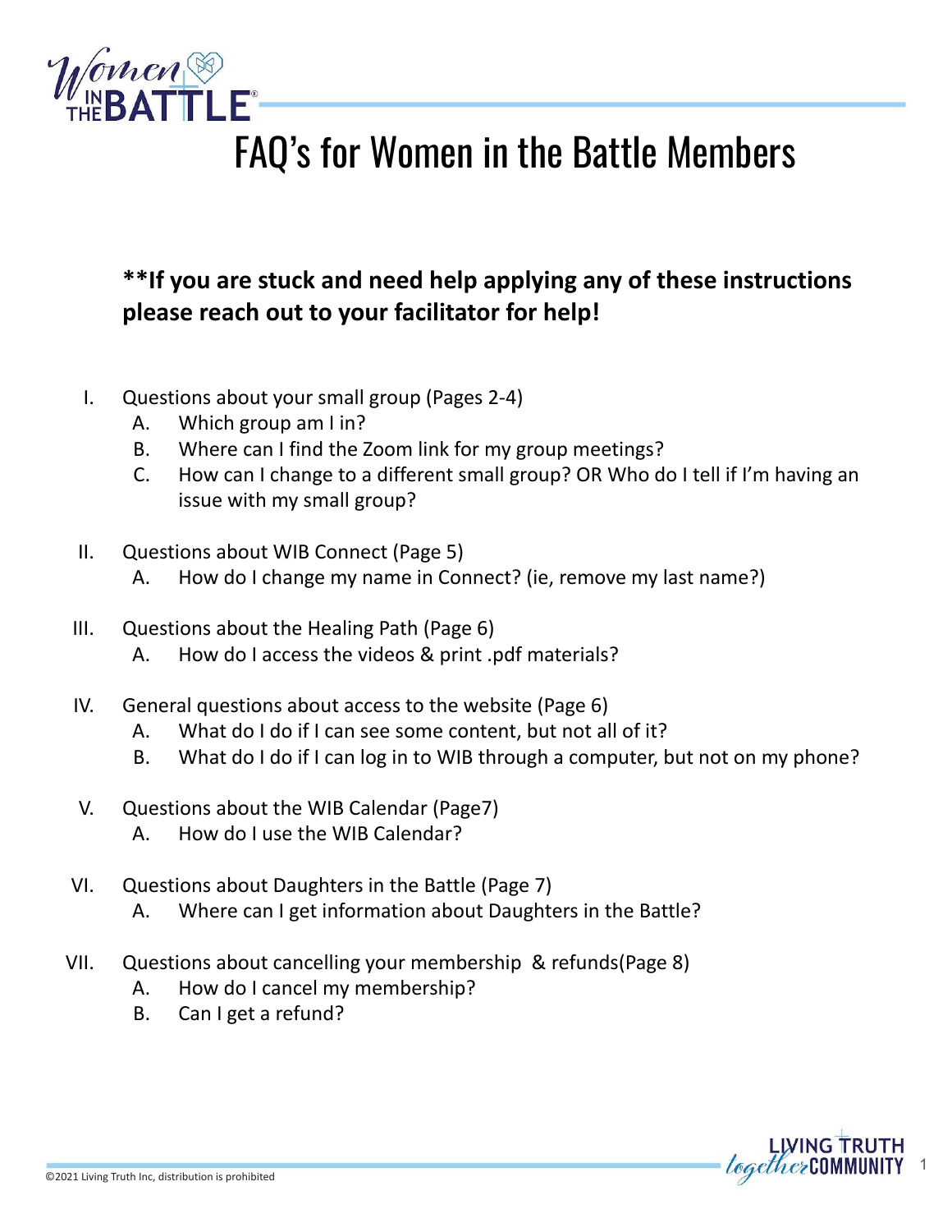# FAQ's for Women in the Battle Members

**\*\*If you are stuck and need help applying any of these instructions please reach out to your facilitator for help!**

I. Questions about your small group (Pages 2-4)
   - A. Which group am I in?
   - B. Where can I find the Zoom link for my group meetings?
   - C. How can I change to a different small group? OR Who do I tell if I'm having an issue with my small group?

II. Questions about WIB Connect (Page 5)
   - A. How do I change my name in Connect? (ie, remove my last name?)

III. Questions about the Healing Path (Page 6)
   - A. How do I access the videos & print .pdf materials?

IV. General questions about access to the website (Page 6)
   - A. What do I do if I can see some content, but not all of it?
   - B. What do I do if I can log in to WIB through a computer, but not on my phone?

V. Questions about the WIB Calendar (Page7)
   - A. How do I use the WIB Calendar?

VI. Questions about Daughters in the Battle (Page 7)
   - A. Where can I get information about Daughters in the Battle?

VII. Questions about cancelling your membership & refunds(Page 8)
   - A. How do I cancel my membership?
   - B. Can I get a refund?

©2021 Living Truth Inc, distribution is prohibited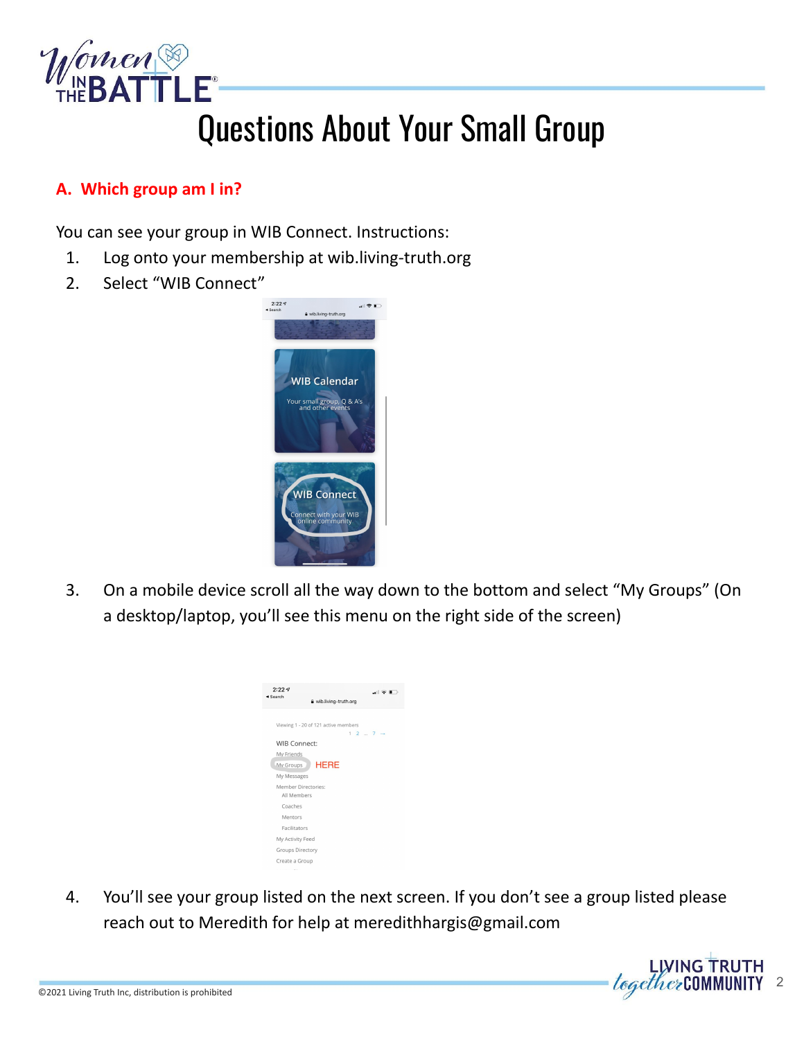# Questions About Your Small Group

## A. Which group am I in?

You can see your group in WIB Connect. Instructions:

1. Log onto your membership at wib.living-truth.org
2. Select "WIB Connect"
3. On a mobile device scroll all the way down to the bottom and select "My Groups" (On a desktop/laptop, you'll see this menu on the right side of the screen)
4. You'll see your group listed on the next screen. If you don't see a group listed please reach out to Meredith for help at meredithhargis@gmail.com

©2021 Living Truth Inc, distribution is prohibited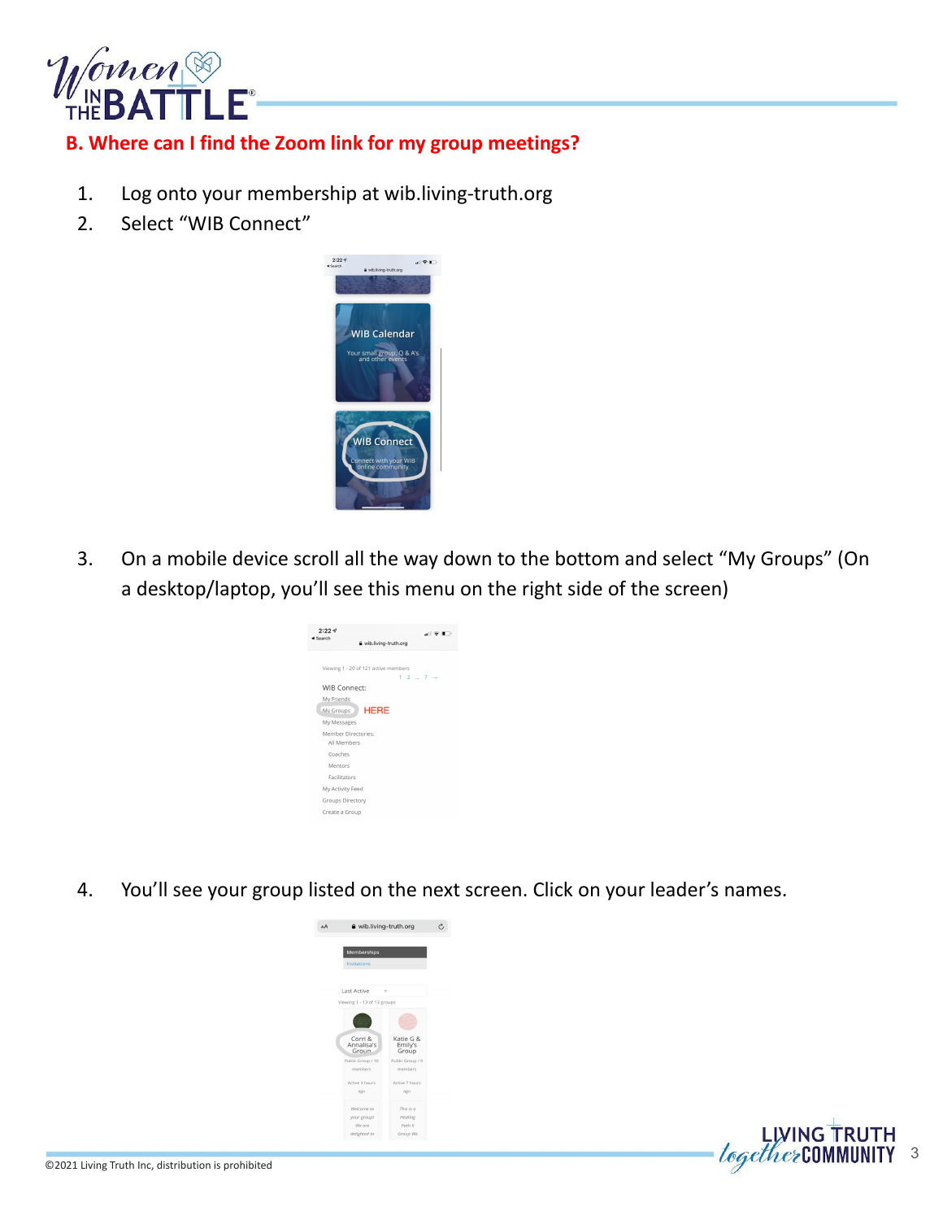## B. Where can I find the Zoom link for my group meetings?

1. Log onto your membership at wib.living-truth.org
2. Select "WIB Connect"
3. On a mobile device scroll all the way down to the bottom and select "My Groups" (On a desktop/laptop, you'll see this menu on the right side of the screen)
4. You'll see your group listed on the next screen. Click on your leader's names.

©2021 Living Truth Inc, distribution is prohibited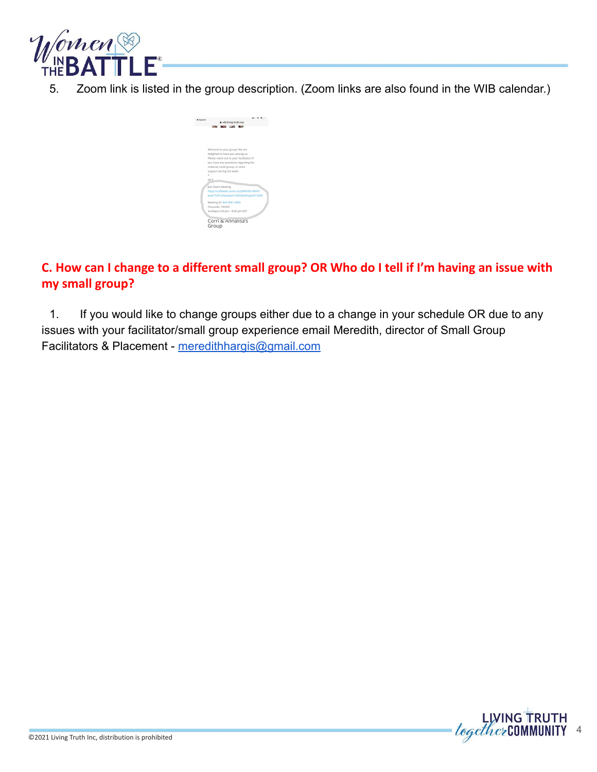5. Zoom link is listed in the group description. (Zoom links are also found in the WIB calendar.)

## C. How can I change to a different small group? OR Who do I tell if I'm having an issue with my small group?

1. If you would like to change groups either due to a change in your schedule OR due to any issues with your facilitator/small group experience email Meredith, director of Small Group Facilitators & Placement - [meredithhargis@gmail.com](mailto:meredithhargis@gmail.com)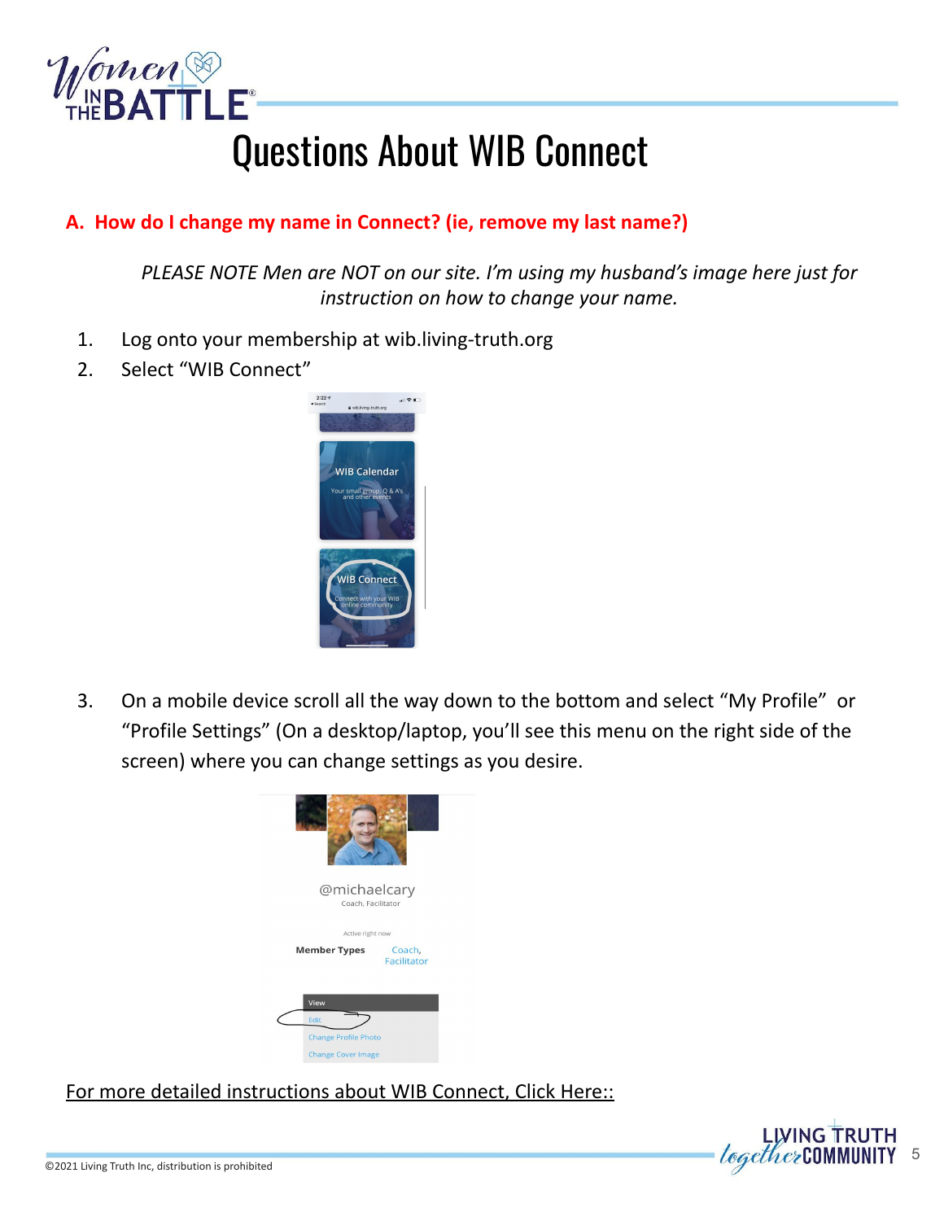# Questions About WIB Connect

**A. How do I change my name in Connect? (ie, remove my last name?)**

*PLEASE NOTE Men are NOT on our site. I'm using my husband's image here just for instruction on how to change your name.*

1. Log onto your membership at wib.living-truth.org
2. Select "WIB Connect"

3. On a mobile device scroll all the way down to the bottom and select "My Profile" or "Profile Settings" (On a desktop/laptop, you'll see this menu on the right side of the screen) where you can change settings as you desire.

For more detailed instructions about WIB Connect, Click Here::

©2021 Living Truth Inc, distribution is prohibited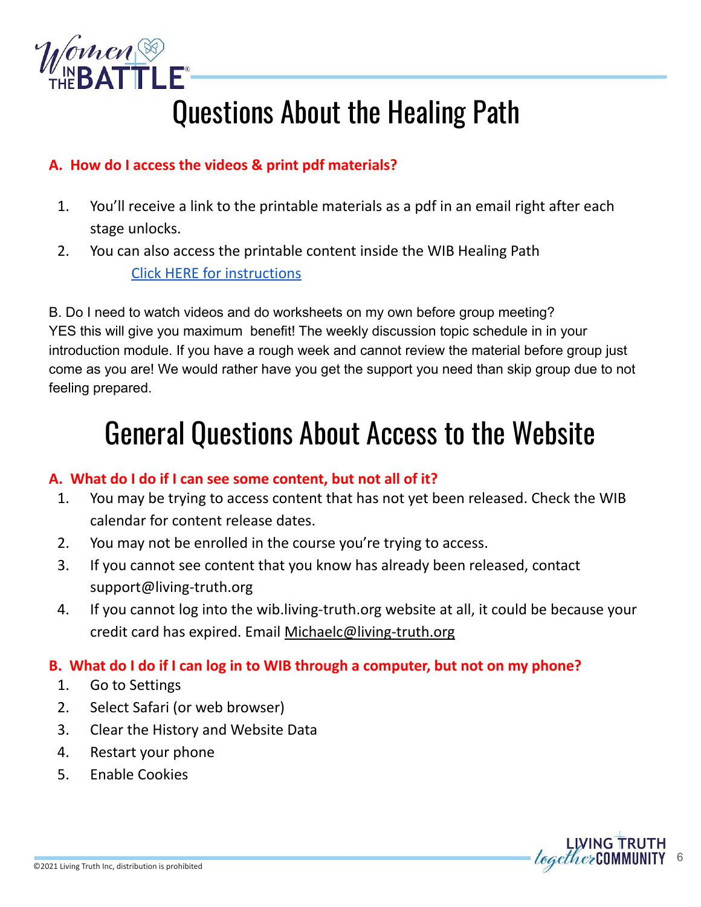# Questions About the Healing Path

**A. How do I access the videos & print pdf materials?**

1. You'll receive a link to the printable materials as a pdf in an email right after each stage unlocks.
2. You can also access the printable content inside the WIB Healing Path
   [Click HERE for instructions]

B. Do I need to watch videos and do worksheets on my own before group meeting?
YES this will give you maximum benefit! The weekly discussion topic schedule in in your introduction module. If you have a rough week and cannot review the material before group just come as you are! We would rather have you get the support you need than skip group due to not feeling prepared.

# General Questions About Access to the Website

**A. What do I do if I can see some content, but not all of it?**

1. You may be trying to access content that has not yet been released. Check the WIB calendar for content release dates.
2. You may not be enrolled in the course you're trying to access.
3. If you cannot see content that you know has already been released, contact support@living-truth.org
4. If you cannot log into the wib.living-truth.org website at all, it could be because your credit card has expired. Email Michaelc@living-truth.org

**B. What do I do if I can log in to WIB through a computer, but not on my phone?**

1. Go to Settings
2. Select Safari (or web browser)
3. Clear the History and Website Data
4. Restart your phone
5. Enable Cookies

©2021 Living Truth Inc, distribution is prohibited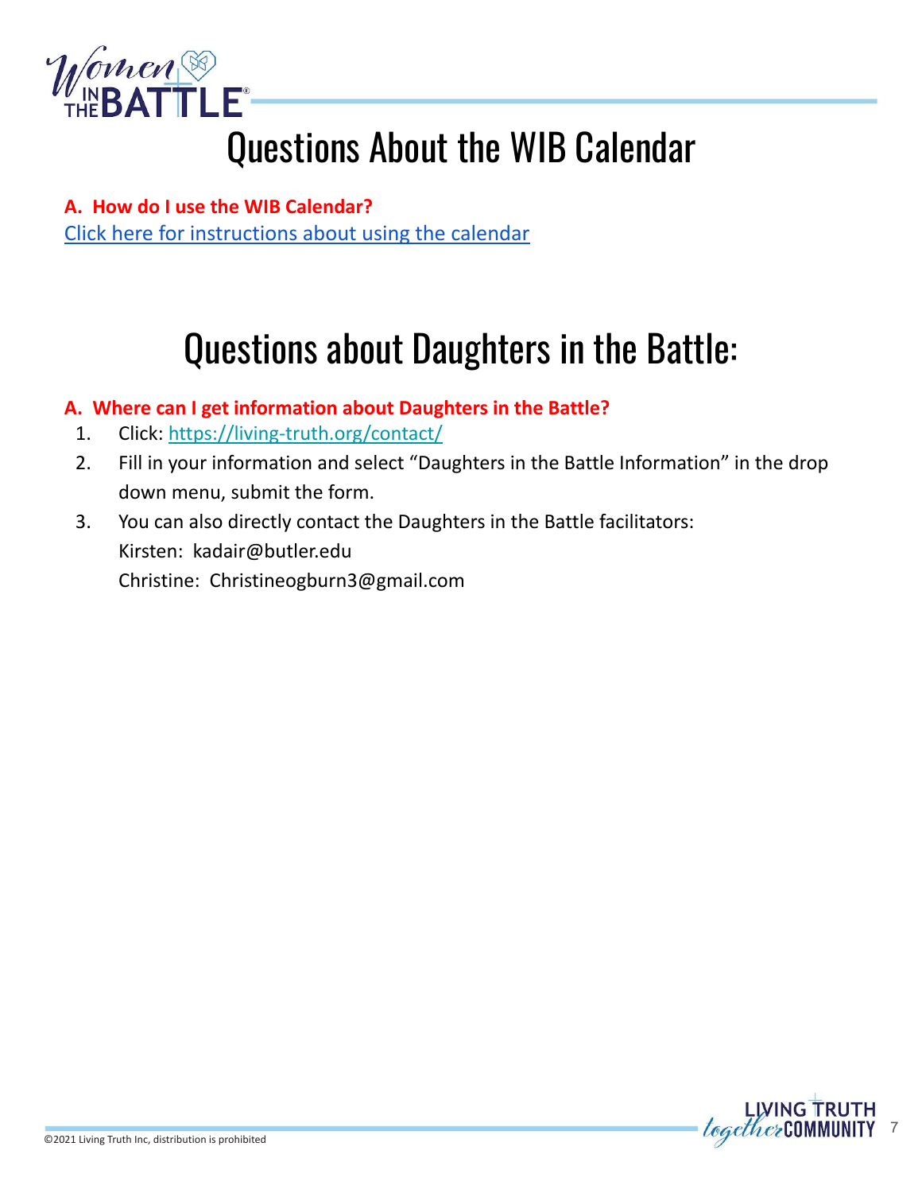# Questions About the WIB Calendar

**A. How do I use the WIB Calendar?**

[Click here for instructions about using the calendar]

# Questions about Daughters in the Battle:

**A. Where can I get information about Daughters in the Battle?**

1. Click: https://living-truth.org/contact/
2. Fill in your information and select "Daughters in the Battle Information" in the drop down menu, submit the form.
3. You can also directly contact the Daughters in the Battle facilitators:
   Kirsten: kadair@butler.edu
   Christine: Christineogburn3@gmail.com

©2021 Living Truth Inc, distribution is prohibited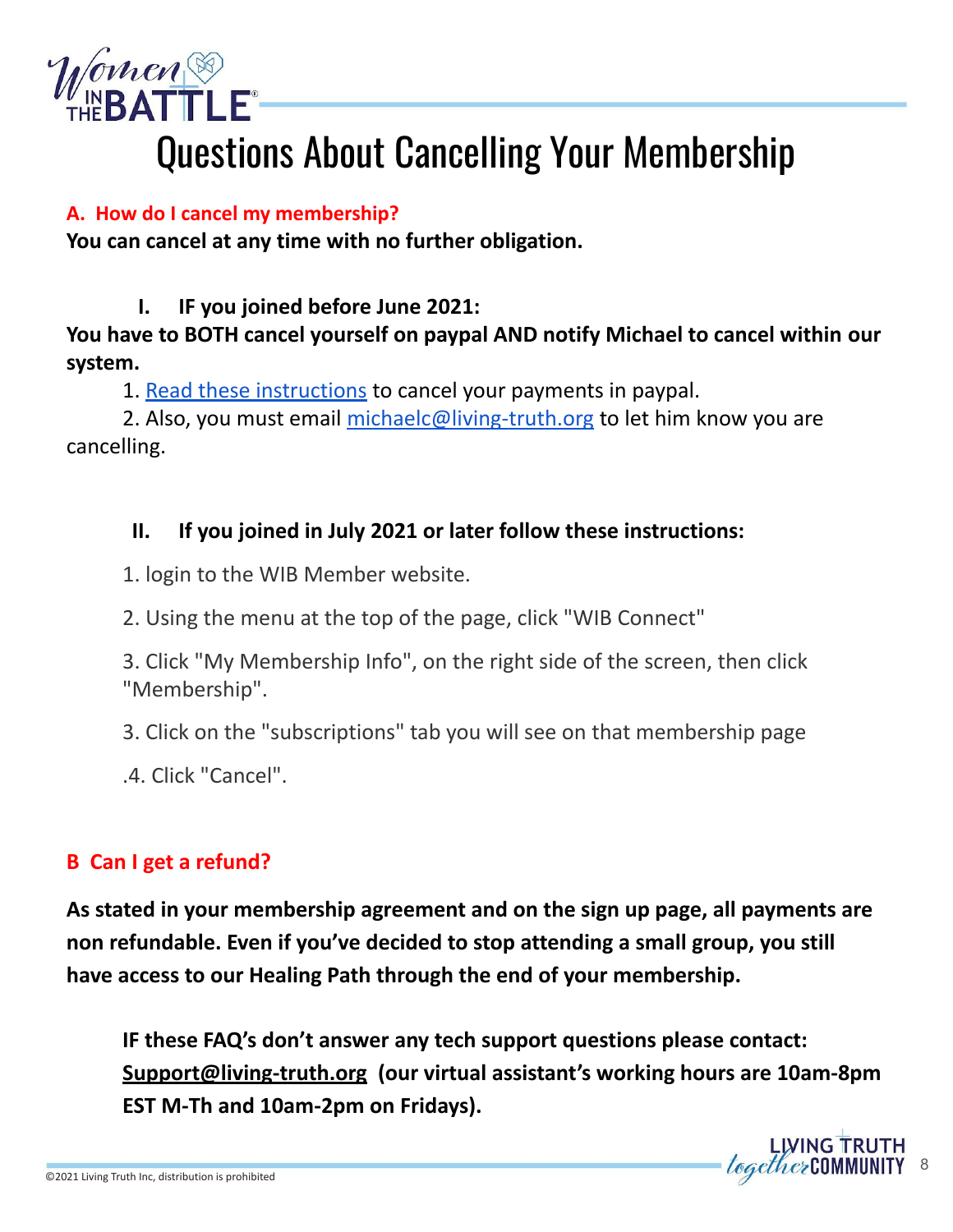# Questions About Cancelling Your Membership

**A. How do I cancel my membership?**

**You can cancel at any time with no further obligation.**

**I. IF you joined before June 2021:**

**You have to BOTH cancel yourself on paypal AND notify Michael to cancel within our system.**

1. Read these instructions to cancel your payments in paypal.
2. Also, you must email michaelc@living-truth.org to let him know you are cancelling.

**II. If you joined in July 2021 or later follow these instructions:**

1. login to the WIB Member website.

2. Using the menu at the top of the page, click "WIB Connect"

3. Click "My Membership Info", on the right side of the screen, then click "Membership".

3. Click on the "subscriptions" tab you will see on that membership page

.4. Click "Cancel".

**B Can I get a refund?**

**As stated in your membership agreement and on the sign up page, all payments are non refundable. Even if you've decided to stop attending a small group, you still have access to our Healing Path through the end of your membership.**

**IF these FAQ's don't answer any tech support questions please contact: Support@living-truth.org (our virtual assistant's working hours are 10am-8pm EST M-Th and 10am-2pm on Fridays).**

©2021 Living Truth Inc, distribution is prohibited